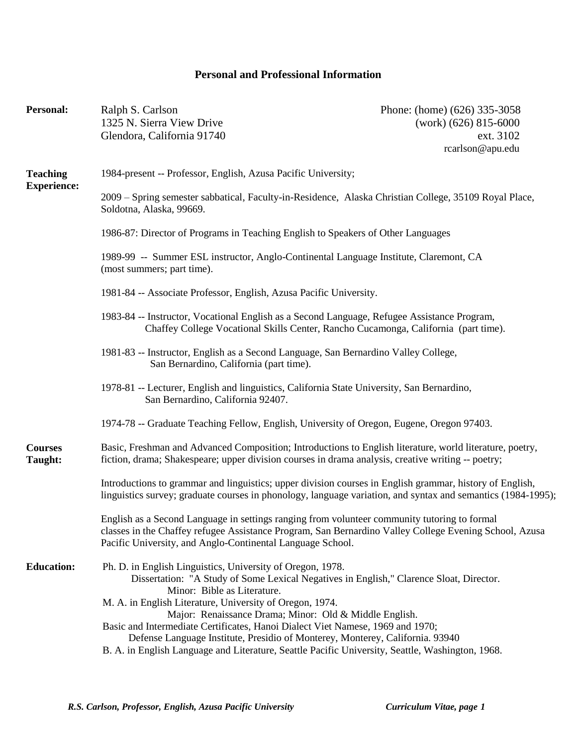# Personal and Professional Information

**Personal:**

Ralph S. Carlson
1325 N. Sierra View Drive
Glendora, California 91740

Phone: (home) (626) 335-3058
(work) (626) 815-6000
ext. 3102
rcarlson@apu.edu

**Teaching Experience:**

1984-present -- Professor, English, Azusa Pacific University;

2009 – Spring semester sabbatical, Faculty-in-Residence, Alaska Christian College, 35109 Royal Place, Soldotna, Alaska, 99669.

1986-87: Director of Programs in Teaching English to Speakers of Other Languages

1989-99 -- Summer ESL instructor, Anglo-Continental Language Institute, Claremont, CA (most summers; part time).

1981-84 -- Associate Professor, English, Azusa Pacific University.

1983-84 -- Instructor, Vocational English as a Second Language, Refugee Assistance Program, Chaffey College Vocational Skills Center, Rancho Cucamonga, California (part time).

1981-83 -- Instructor, English as a Second Language, San Bernardino Valley College, San Bernardino, California (part time).

1978-81 -- Lecturer, English and linguistics, California State University, San Bernardino, San Bernardino, California 92407.

1974-78 -- Graduate Teaching Fellow, English, University of Oregon, Eugene, Oregon 97403.

**Courses Taught:**

Basic, Freshman and Advanced Composition; Introductions to English literature, world literature, poetry, fiction, drama; Shakespeare; upper division courses in drama analysis, creative writing -- poetry;

Introductions to grammar and linguistics; upper division courses in English grammar, history of English, linguistics survey; graduate courses in phonology, language variation, and syntax and semantics (1984-1995);

English as a Second Language in settings ranging from volunteer community tutoring to formal classes in the Chaffey refugee Assistance Program, San Bernardino Valley College Evening School, Azusa Pacific University, and Anglo-Continental Language School.

**Education:**

Ph. D. in English Linguistics, University of Oregon, 1978.
Dissertation: "A Study of Some Lexical Negatives in English," Clarence Sloat, Director.
Minor: Bible as Literature.

M. A. in English Literature, University of Oregon, 1974.
Major: Renaissance Drama; Minor: Old & Middle English.

Basic and Intermediate Certificates, Hanoi Dialect Viet Namese, 1969 and 1970;
Defense Language Institute, Presidio of Monterey, Monterey, California. 93940

B. A. in English Language and Literature, Seattle Pacific University, Seattle, Washington, 1968.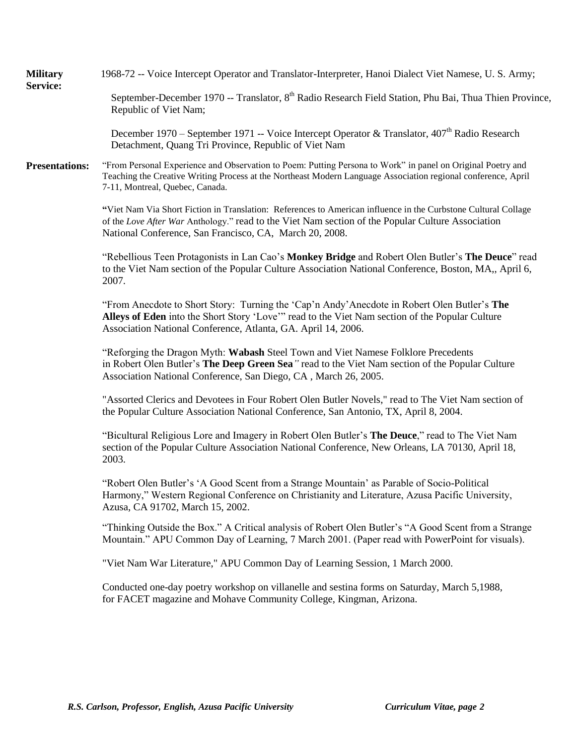**Military Service:**

1968-72 -- Voice Intercept Operator and Translator-Interpreter, Hanoi Dialect Viet Namese, U. S. Army;

September-December 1970 -- Translator, 8th Radio Research Field Station, Phu Bai, Thua Thien Province, Republic of Viet Nam;

December 1970 – September 1971 -- Voice Intercept Operator & Translator, 407th Radio Research Detachment, Quang Tri Province, Republic of Viet Nam

**Presentations:**

"From Personal Experience and Observation to Poem: Putting Persona to Work" in panel on Original Poetry and Teaching the Creative Writing Process at the Northeast Modern Language Association regional conference, April 7-11, Montreal, Quebec, Canada.

**"**Viet Nam Via Short Fiction in Translation: References to American influence in the Curbstone Cultural Collage of the *Love After War* Anthology." read to the Viet Nam section of the Popular Culture Association National Conference, San Francisco, CA, March 20, 2008.

"Rebellious Teen Protagonists in Lan Cao's **Monkey Bridge** and Robert Olen Butler's **The Deuce**" read to the Viet Nam section of the Popular Culture Association National Conference, Boston, MA,, April 6, 2007.

"From Anecdote to Short Story: Turning the 'Cap'n Andy'Anecdote in Robert Olen Butler's **The Alleys of Eden** into the Short Story 'Love'" read to the Viet Nam section of the Popular Culture Association National Conference, Atlanta, GA. April 14, 2006.

"Reforging the Dragon Myth: **Wabash** Steel Town and Viet Namese Folklore Precedents in Robert Olen Butler's **The Deep Green Sea***"* read to the Viet Nam section of the Popular Culture Association National Conference, San Diego, CA , March 26, 2005.

"Assorted Clerics and Devotees in Four Robert Olen Butler Novels," read to The Viet Nam section of the Popular Culture Association National Conference, San Antonio, TX, April 8, 2004.

"Bicultural Religious Lore and Imagery in Robert Olen Butler's **The Deuce**," read to The Viet Nam section of the Popular Culture Association National Conference, New Orleans, LA 70130, April 18, 2003.

"Robert Olen Butler's 'A Good Scent from a Strange Mountain' as Parable of Socio-Political Harmony," Western Regional Conference on Christianity and Literature, Azusa Pacific University, Azusa, CA 91702, March 15, 2002.

"Thinking Outside the Box." A Critical analysis of Robert Olen Butler's "A Good Scent from a Strange Mountain." APU Common Day of Learning, 7 March 2001. (Paper read with PowerPoint for visuals).

"Viet Nam War Literature," APU Common Day of Learning Session, 1 March 2000.

Conducted one-day poetry workshop on villanelle and sestina forms on Saturday, March 5,1988, for FACET magazine and Mohave Community College, Kingman, Arizona.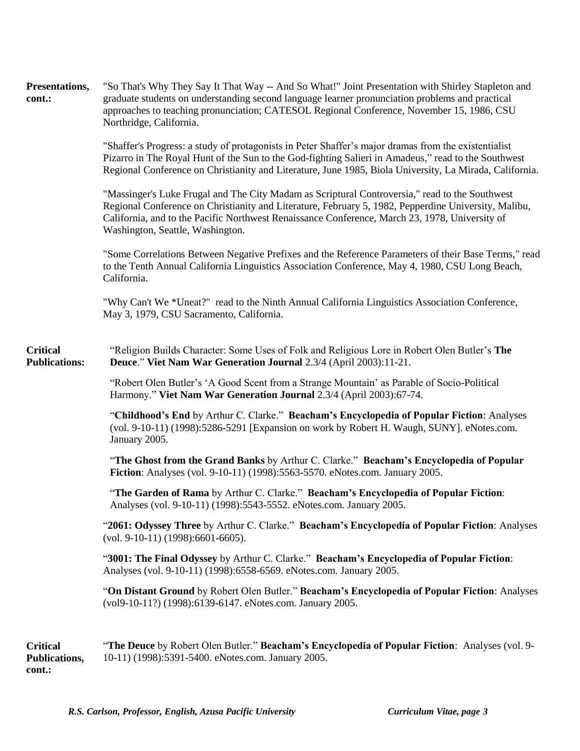**Presentations, cont.:**

"So That's Why They Say It That Way -- And So What!" Joint Presentation with Shirley Stapleton and graduate students on understanding second language learner pronunciation problems and practical approaches to teaching pronunciation; CATESOL Regional Conference, November 15, 1986, CSU Northridge, California.

"Shaffer's Progress: a study of protagonists in Peter Shaffer's major dramas from the existentialist Pizarro in The Royal Hunt of the Sun to the God-fighting Salieri in Amadeus," read to the Southwest Regional Conference on Christianity and Literature, June 1985, Biola University, La Mirada, California.

"Massinger's Luke Frugal and The City Madam as Scriptural Controversia," read to the Southwest Regional Conference on Christianity and Literature, February 5, 1982, Pepperdine University, Malibu, California, and to the Pacific Northwest Renaissance Conference, March 23, 1978, University of Washington, Seattle, Washington.

"Some Correlations Between Negative Prefixes and the Reference Parameters of their Base Terms," read to the Tenth Annual California Linguistics Association Conference, May 4, 1980, CSU Long Beach, California.

"Why Can't We *Uneat?" read to the Ninth Annual California Linguistics Association Conference, May 3, 1979, CSU Sacramento, California.

**Critical Publications:**

"Religion Builds Character: Some Uses of Folk and Religious Lore in Robert Olen Butler's **The Deuce**." **Viet Nam War Generation Journal** 2.3/4 (April 2003):11-21.

"Robert Olen Butler's 'A Good Scent from a Strange Mountain' as Parable of Socio-Political Harmony." **Viet Nam War Generation Journal** 2.3/4 (April 2003):67-74.

"**Childhood's End** by Arthur C. Clarke." **Beacham's Encyclopedia of Popular Fiction**: Analyses (vol. 9-10-11) (1998):5286-5291 [Expansion on work by Robert H. Waugh, SUNY]. eNotes.com. January 2005.

"**The Ghost from the Grand Banks** by Arthur C. Clarke." **Beacham's Encyclopedia of Popular Fiction**: Analyses (vol. 9-10-11) (1998):5563-5570. eNotes.com. January 2005.

"**The Garden of Rama** by Arthur C. Clarke." **Beacham's Encyclopedia of Popular Fiction**: Analyses (vol. 9-10-11) (1998):5543-5552. eNotes.com. January 2005.

"**2061: Odyssey Three** by Arthur C. Clarke." **Beacham's Encyclopedia of Popular Fiction**: Analyses (vol. 9-10-11) (1998):6601-6605).

"**3001: The Final Odyssey** by Arthur C. Clarke." **Beacham's Encyclopedia of Popular Fiction**: Analyses (vol. 9-10-11) (1998):6558-6569. eNotes.com. January 2005.

"**On Distant Ground** by Robert Olen Butler." **Beacham's Encyclopedia of Popular Fiction**: Analyses (vol9-10-11?) (1998):6139-6147. eNotes.com. January 2005.

**Critical Publications, cont.:**

"**The Deuce** by Robert Olen Butler." **Beacham's Encyclopedia of Popular Fiction**: Analyses (vol. 9-10-11) (1998):5391-5400. eNotes.com. January 2005.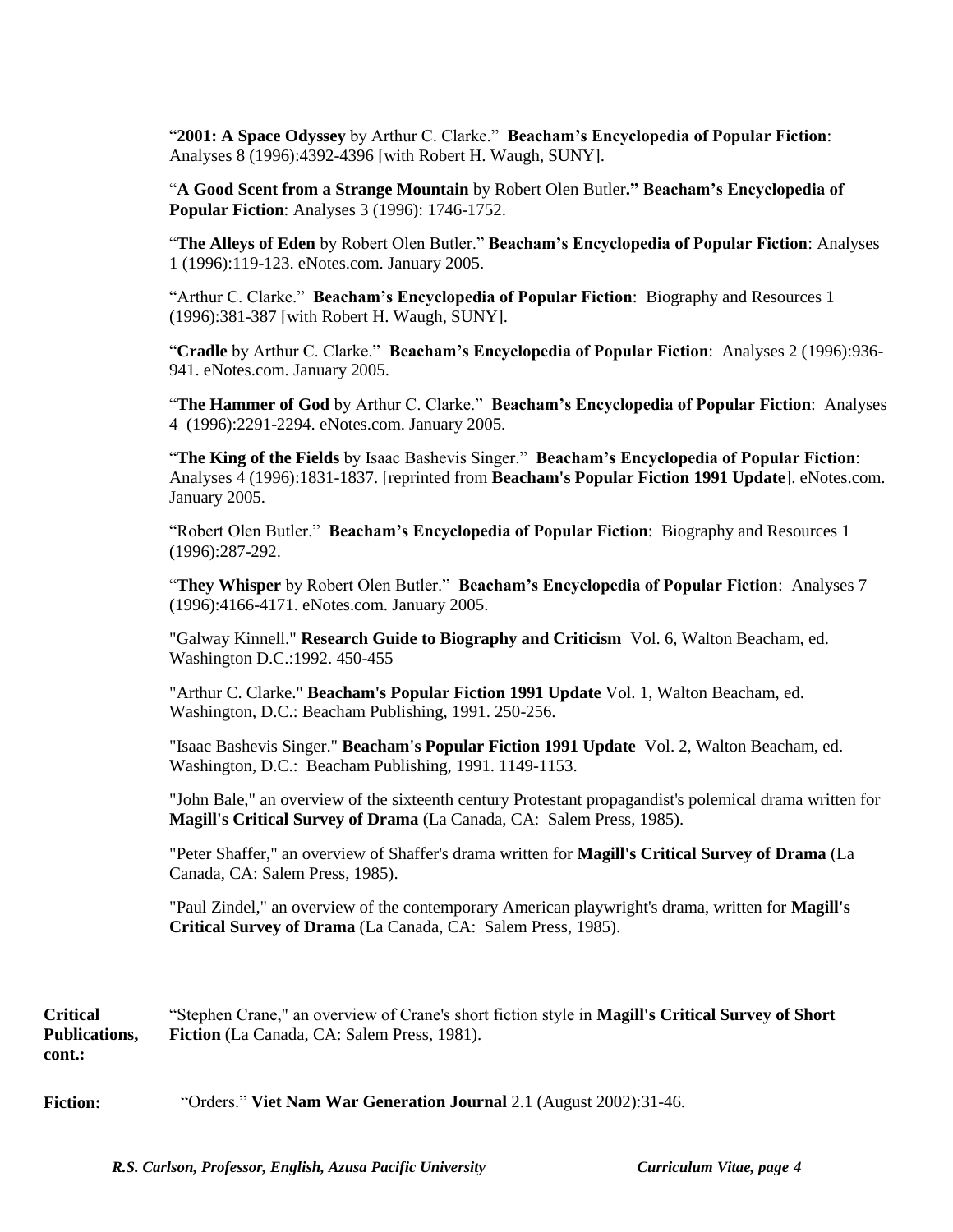"**2001: A Space Odyssey** by Arthur C. Clarke." **Beacham's Encyclopedia of Popular Fiction**: Analyses 8 (1996):4392-4396 [with Robert H. Waugh, SUNY].

"**A Good Scent from a Strange Mountain** by Robert Olen Butler**." Beacham's Encyclopedia of Popular Fiction**: Analyses 3 (1996): 1746-1752.

"**The Alleys of Eden** by Robert Olen Butler." **Beacham's Encyclopedia of Popular Fiction**: Analyses 1 (1996):119-123. eNotes.com. January 2005.

"Arthur C. Clarke." **Beacham's Encyclopedia of Popular Fiction**: Biography and Resources 1 (1996):381-387 [with Robert H. Waugh, SUNY].

"**Cradle** by Arthur C. Clarke." **Beacham's Encyclopedia of Popular Fiction**: Analyses 2 (1996):936-941. eNotes.com. January 2005.

"**The Hammer of God** by Arthur C. Clarke." **Beacham's Encyclopedia of Popular Fiction**: Analyses 4 (1996):2291-2294. eNotes.com. January 2005.

"**The King of the Fields** by Isaac Bashevis Singer." **Beacham's Encyclopedia of Popular Fiction**: Analyses 4 (1996):1831-1837. [reprinted from **Beacham's Popular Fiction 1991 Update**]. eNotes.com. January 2005.

"Robert Olen Butler." **Beacham's Encyclopedia of Popular Fiction**: Biography and Resources 1 (1996):287-292.

"**They Whisper** by Robert Olen Butler." **Beacham's Encyclopedia of Popular Fiction**: Analyses 7 (1996):4166-4171. eNotes.com. January 2005.

"Galway Kinnell." **Research Guide to Biography and Criticism** Vol. 6, Walton Beacham, ed. Washington D.C.:1992. 450-455

"Arthur C. Clarke." **Beacham's Popular Fiction 1991 Update** Vol. 1, Walton Beacham, ed. Washington, D.C.: Beacham Publishing, 1991. 250-256.

"Isaac Bashevis Singer." **Beacham's Popular Fiction 1991 Update** Vol. 2, Walton Beacham, ed. Washington, D.C.: Beacham Publishing, 1991. 1149-1153.

"John Bale," an overview of the sixteenth century Protestant propagandist's polemical drama written for **Magill's Critical Survey of Drama** (La Canada, CA: Salem Press, 1985).

"Peter Shaffer," an overview of Shaffer's drama written for **Magill's Critical Survey of Drama** (La Canada, CA: Salem Press, 1985).

"Paul Zindel," an overview of the contemporary American playwright's drama, written for **Magill's Critical Survey of Drama** (La Canada, CA: Salem Press, 1985).

**Critical Publications, cont.:**

"Stephen Crane," an overview of Crane's short fiction style in **Magill's Critical Survey of Short Fiction** (La Canada, CA: Salem Press, 1981).

**Fiction:**

"Orders." **Viet Nam War Generation Journal** 2.1 (August 2002):31-46.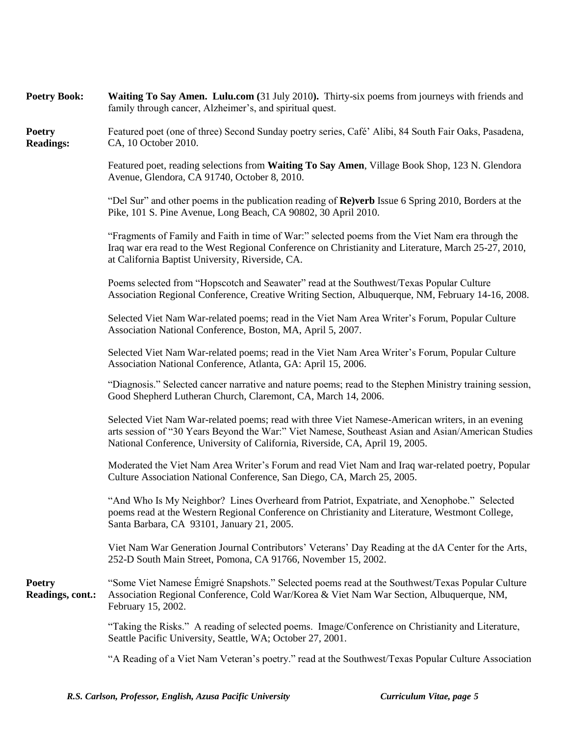**Poetry Book:** **Waiting To Say Amen. Lulu.com (**31 July 2010**).** Thirty-six poems from journeys with friends and family through cancer, Alzheimer's, and spiritual quest.

**Poetry Readings:** Featured poet (one of three) Second Sunday poetry series, Café' Alibi, 84 South Fair Oaks, Pasadena, CA, 10 October 2010.

Featured poet, reading selections from **Waiting To Say Amen**, Village Book Shop, 123 N. Glendora Avenue, Glendora, CA 91740, October 8, 2010.

"Del Sur" and other poems in the publication reading of **Re)verb** Issue 6 Spring 2010, Borders at the Pike, 101 S. Pine Avenue, Long Beach, CA 90802, 30 April 2010.

"Fragments of Family and Faith in time of War:" selected poems from the Viet Nam era through the Iraq war era read to the West Regional Conference on Christianity and Literature, March 25-27, 2010, at California Baptist University, Riverside, CA.

Poems selected from "Hopscotch and Seawater" read at the Southwest/Texas Popular Culture Association Regional Conference, Creative Writing Section, Albuquerque, NM, February 14-16, 2008.

Selected Viet Nam War-related poems; read in the Viet Nam Area Writer's Forum, Popular Culture Association National Conference, Boston, MA, April 5, 2007.

Selected Viet Nam War-related poems; read in the Viet Nam Area Writer's Forum, Popular Culture Association National Conference, Atlanta, GA: April 15, 2006.

"Diagnosis." Selected cancer narrative and nature poems; read to the Stephen Ministry training session, Good Shepherd Lutheran Church, Claremont, CA, March 14, 2006.

Selected Viet Nam War-related poems; read with three Viet Namese-American writers, in an evening arts session of "30 Years Beyond the War:" Viet Namese, Southeast Asian and Asian/American Studies National Conference, University of California, Riverside, CA, April 19, 2005.

Moderated the Viet Nam Area Writer's Forum and read Viet Nam and Iraq war-related poetry, Popular Culture Association National Conference, San Diego, CA, March 25, 2005.

"And Who Is My Neighbor? Lines Overheard from Patriot, Expatriate, and Xenophobe." Selected poems read at the Western Regional Conference on Christianity and Literature, Westmont College, Santa Barbara, CA 93101, January 21, 2005.

Viet Nam War Generation Journal Contributors' Veterans' Day Reading at the dA Center for the Arts, 252-D South Main Street, Pomona, CA 91766, November 15, 2002.

**Poetry Readings, cont.:** "Some Viet Namese Émigré Snapshots." Selected poems read at the Southwest/Texas Popular Culture Association Regional Conference, Cold War/Korea & Viet Nam War Section, Albuquerque, NM, February 15, 2002.

"Taking the Risks." A reading of selected poems. Image/Conference on Christianity and Literature, Seattle Pacific University, Seattle, WA; October 27, 2001.

"A Reading of a Viet Nam Veteran's poetry." read at the Southwest/Texas Popular Culture Association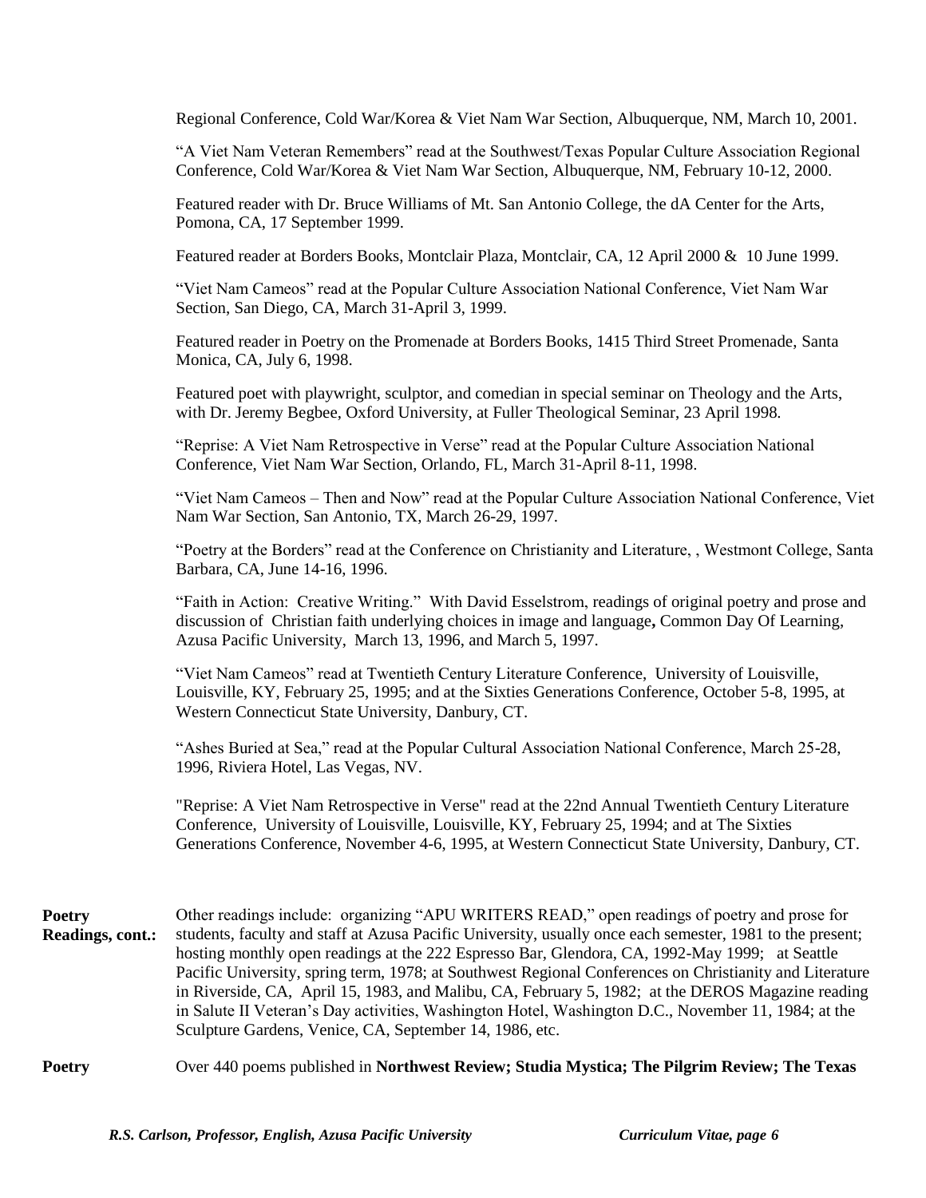Regional Conference, Cold War/Korea & Viet Nam War Section, Albuquerque, NM, March 10, 2001.

"A Viet Nam Veteran Remembers" read at the Southwest/Texas Popular Culture Association Regional Conference, Cold War/Korea & Viet Nam War Section, Albuquerque, NM, February 10-12, 2000.

Featured reader with Dr. Bruce Williams of Mt. San Antonio College, the dA Center for the Arts, Pomona, CA, 17 September 1999.

Featured reader at Borders Books, Montclair Plaza, Montclair, CA, 12 April 2000 & 10 June 1999.

"Viet Nam Cameos" read at the Popular Culture Association National Conference, Viet Nam War Section, San Diego, CA, March 31-April 3, 1999.

Featured reader in Poetry on the Promenade at Borders Books, 1415 Third Street Promenade, Santa Monica, CA, July 6, 1998.

Featured poet with playwright, sculptor, and comedian in special seminar on Theology and the Arts, with Dr. Jeremy Begbee, Oxford University, at Fuller Theological Seminar, 23 April 1998.

"Reprise: A Viet Nam Retrospective in Verse" read at the Popular Culture Association National Conference, Viet Nam War Section, Orlando, FL, March 31-April 8-11, 1998.

"Viet Nam Cameos – Then and Now" read at the Popular Culture Association National Conference, Viet Nam War Section, San Antonio, TX, March 26-29, 1997.

"Poetry at the Borders" read at the Conference on Christianity and Literature, , Westmont College, Santa Barbara, CA, June 14-16, 1996.

"Faith in Action: Creative Writing." With David Esselstrom, readings of original poetry and prose and discussion of Christian faith underlying choices in image and language**,** Common Day Of Learning, Azusa Pacific University, March 13, 1996, and March 5, 1997.

"Viet Nam Cameos" read at Twentieth Century Literature Conference, University of Louisville, Louisville, KY, February 25, 1995; and at the Sixties Generations Conference, October 5-8, 1995, at Western Connecticut State University, Danbury, CT.

"Ashes Buried at Sea," read at the Popular Cultural Association National Conference, March 25-28, 1996, Riviera Hotel, Las Vegas, NV.

"Reprise: A Viet Nam Retrospective in Verse" read at the 22nd Annual Twentieth Century Literature Conference, University of Louisville, Louisville, KY, February 25, 1994; and at The Sixties Generations Conference, November 4-6, 1995, at Western Connecticut State University, Danbury, CT.

**Poetry Readings, cont.:** Other readings include: organizing "APU WRITERS READ," open readings of poetry and prose for students, faculty and staff at Azusa Pacific University, usually once each semester, 1981 to the present; hosting monthly open readings at the 222 Espresso Bar, Glendora, CA, 1992-May 1999; at Seattle Pacific University, spring term, 1978; at Southwest Regional Conferences on Christianity and Literature in Riverside, CA, April 15, 1983, and Malibu, CA, February 5, 1982; at the DEROS Magazine reading in Salute II Veteran's Day activities, Washington Hotel, Washington D.C., November 11, 1984; at the Sculpture Gardens, Venice, CA, September 14, 1986, etc.

**Poetry** Over 440 poems published in **Northwest Review; Studia Mystica; The Pilgrim Review; The Texas**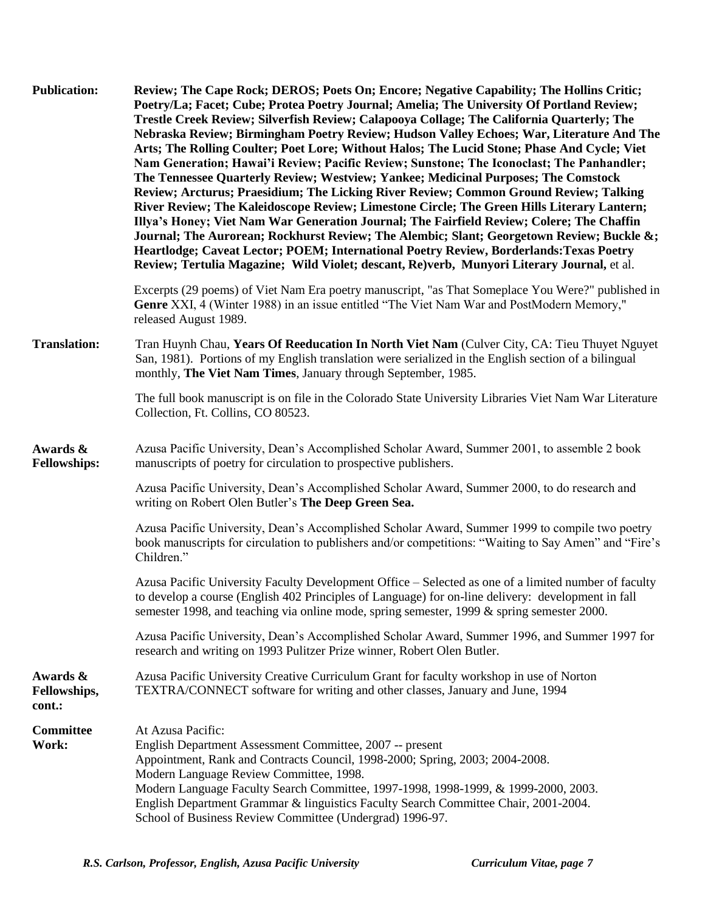**Publication:** **Review; The Cape Rock; DEROS; Poets On; Encore; Negative Capability; The Hollins Critic; Poetry/La; Facet; Cube; Protea Poetry Journal; Amelia; The University Of Portland Review; Trestle Creek Review; Silverfish Review; Calapooya Collage; The California Quarterly; The Nebraska Review; Birmingham Poetry Review; Hudson Valley Echoes; War, Literature And The Arts; The Rolling Coulter; Poet Lore; Without Halos; The Lucid Stone; Phase And Cycle; Viet Nam Generation; Hawai'i Review; Pacific Review; Sunstone; The Iconoclast; The Panhandler; The Tennessee Quarterly Review; Westview; Yankee; Medicinal Purposes; The Comstock Review; Arcturus; Praesidium; The Licking River Review; Common Ground Review; Talking River Review; The Kaleidoscope Review; Limestone Circle; The Green Hills Literary Lantern; Illya's Honey; Viet Nam War Generation Journal; The Fairfield Review; Colere; The Chaffin Journal; The Aurorean; Rockhurst Review; The Alembic; Slant; Georgetown Review; Buckle &; Heartlodge; Caveat Lector; POEM; International Poetry Review, Borderlands:Texas Poetry Review; Tertulia Magazine; Wild Violet; descant, Re)verb, Munyori Literary Journal,** et al.

Excerpts (29 poems) of Viet Nam Era poetry manuscript, "as That Someplace You Were?" published in **Genre** XXI, 4 (Winter 1988) in an issue entitled "The Viet Nam War and PostModern Memory," released August 1989.

**Translation:** Tran Huynh Chau, **Years Of Reeducation In North Viet Nam** (Culver City, CA: Tieu Thuyet Nguyet San, 1981). Portions of my English translation were serialized in the English section of a bilingual monthly, **The Viet Nam Times**, January through September, 1985.

The full book manuscript is on file in the Colorado State University Libraries Viet Nam War Literature Collection, Ft. Collins, CO 80523.

**Awards & Fellowships:** Azusa Pacific University, Dean's Accomplished Scholar Award, Summer 2001, to assemble 2 book manuscripts of poetry for circulation to prospective publishers.

Azusa Pacific University, Dean's Accomplished Scholar Award, Summer 2000, to do research and writing on Robert Olen Butler's **The Deep Green Sea.**

Azusa Pacific University, Dean's Accomplished Scholar Award, Summer 1999 to compile two poetry book manuscripts for circulation to publishers and/or competitions: "Waiting to Say Amen" and "Fire's Children."

Azusa Pacific University Faculty Development Office – Selected as one of a limited number of faculty to develop a course (English 402 Principles of Language) for on-line delivery: development in fall semester 1998, and teaching via online mode, spring semester, 1999 & spring semester 2000.

Azusa Pacific University, Dean's Accomplished Scholar Award, Summer 1996, and Summer 1997 for research and writing on 1993 Pulitzer Prize winner, Robert Olen Butler.

**Awards & Fellowships, cont.:** Azusa Pacific University Creative Curriculum Grant for faculty workshop in use of Norton TEXTRA/CONNECT software for writing and other classes, January and June, 1994

**Committee Work:** At Azusa Pacific:
English Department Assessment Committee, 2007 -- present
Appointment, Rank and Contracts Council, 1998-2000; Spring, 2003; 2004-2008.
Modern Language Review Committee, 1998.
Modern Language Faculty Search Committee, 1997-1998, 1998-1999, & 1999-2000, 2003.
English Department Grammar & linguistics Faculty Search Committee Chair, 2001-2004.
School of Business Review Committee (Undergrad) 1996-97.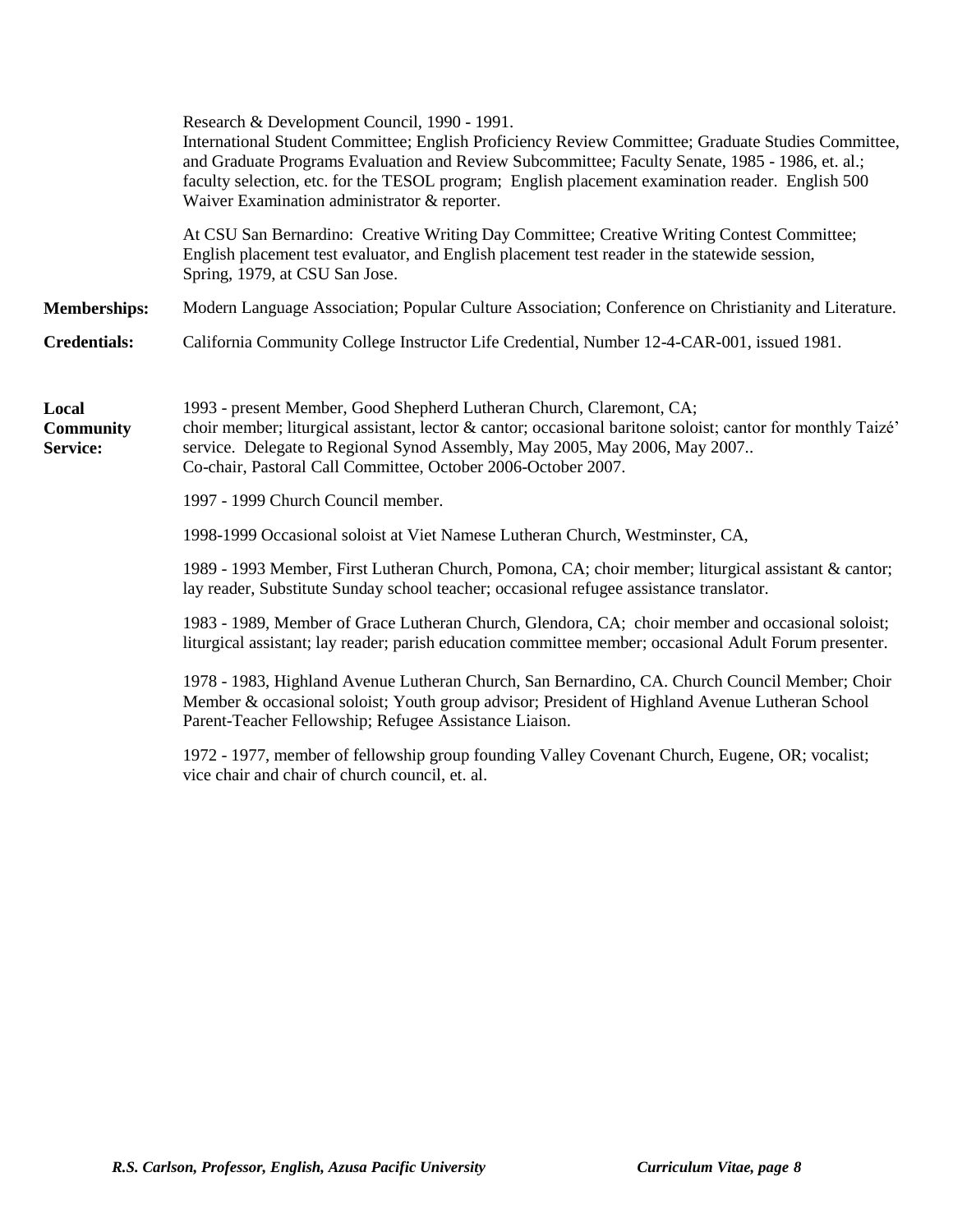Research & Development Council, 1990 - 1991.
International Student Committee; English Proficiency Review Committee; Graduate Studies Committee, and Graduate Programs Evaluation and Review Subcommittee; Faculty Senate, 1985 - 1986, et. al.; faculty selection, etc. for the TESOL program; English placement examination reader. English 500 Waiver Examination administrator & reporter.

At CSU San Bernardino: Creative Writing Day Committee; Creative Writing Contest Committee; English placement test evaluator, and English placement test reader in the statewide session, Spring, 1979, at CSU San Jose.

**Memberships:** Modern Language Association; Popular Culture Association; Conference on Christianity and Literature.

**Credentials:** California Community College Instructor Life Credential, Number 12-4-CAR-001, issued 1981.

**Local Community Service:**

1993 - present Member, Good Shepherd Lutheran Church, Claremont, CA; choir member; liturgical assistant, lector & cantor; occasional baritone soloist; cantor for monthly Taizé' service. Delegate to Regional Synod Assembly, May 2005, May 2006, May 2007.. Co-chair, Pastoral Call Committee, October 2006-October 2007.

1997 - 1999 Church Council member.

1998-1999 Occasional soloist at Viet Namese Lutheran Church, Westminster, CA,

1989 - 1993 Member, First Lutheran Church, Pomona, CA; choir member; liturgical assistant & cantor; lay reader, Substitute Sunday school teacher; occasional refugee assistance translator.

1983 - 1989, Member of Grace Lutheran Church, Glendora, CA; choir member and occasional soloist; liturgical assistant; lay reader; parish education committee member; occasional Adult Forum presenter.

1978 - 1983, Highland Avenue Lutheran Church, San Bernardino, CA. Church Council Member; Choir Member & occasional soloist; Youth group advisor; President of Highland Avenue Lutheran School Parent-Teacher Fellowship; Refugee Assistance Liaison.

1972 - 1977, member of fellowship group founding Valley Covenant Church, Eugene, OR; vocalist; vice chair and chair of church council, et. al.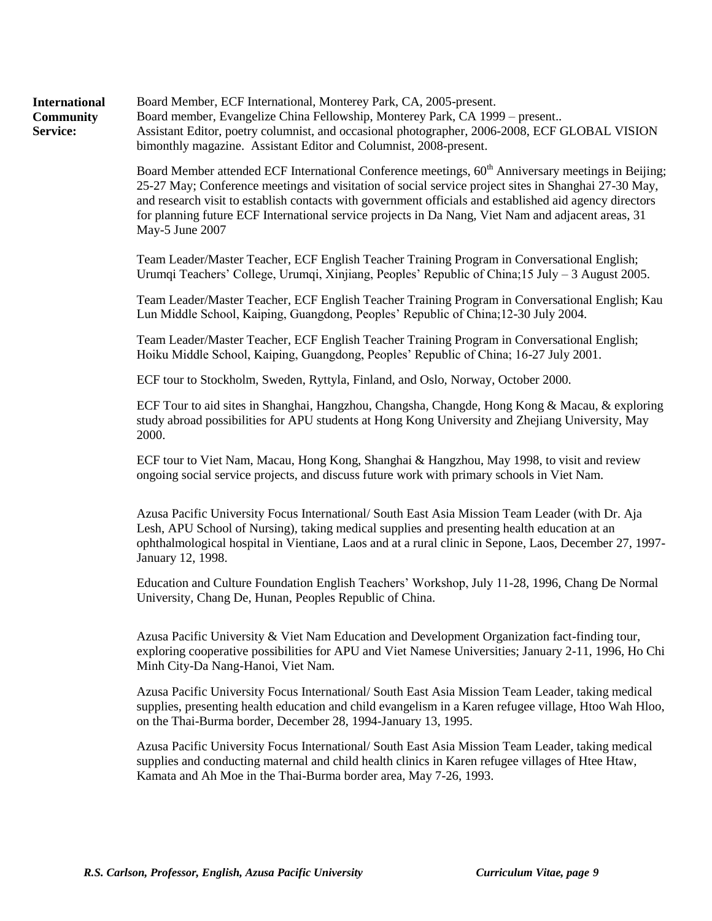**International Community Service:**

Board Member, ECF International, Monterey Park, CA, 2005-present.
Board member, Evangelize China Fellowship, Monterey Park, CA 1999 – present..
Assistant Editor, poetry columnist, and occasional photographer, 2006-2008, ECF GLOBAL VISION bimonthly magazine. Assistant Editor and Columnist, 2008-present.

Board Member attended ECF International Conference meetings, 60th Anniversary meetings in Beijing; 25-27 May; Conference meetings and visitation of social service project sites in Shanghai 27-30 May, and research visit to establish contacts with government officials and established aid agency directors for planning future ECF International service projects in Da Nang, Viet Nam and adjacent areas, 31 May-5 June 2007

Team Leader/Master Teacher, ECF English Teacher Training Program in Conversational English; Urumqi Teachers' College, Urumqi, Xinjiang, Peoples' Republic of China;15 July – 3 August 2005.

Team Leader/Master Teacher, ECF English Teacher Training Program in Conversational English; Kau Lun Middle School, Kaiping, Guangdong, Peoples' Republic of China;12-30 July 2004.

Team Leader/Master Teacher, ECF English Teacher Training Program in Conversational English; Hoiku Middle School, Kaiping, Guangdong, Peoples' Republic of China; 16-27 July 2001.

ECF tour to Stockholm, Sweden, Ryttyla, Finland, and Oslo, Norway, October 2000.

ECF Tour to aid sites in Shanghai, Hangzhou, Changsha, Changde, Hong Kong & Macau, & exploring study abroad possibilities for APU students at Hong Kong University and Zhejiang University, May 2000.

ECF tour to Viet Nam, Macau, Hong Kong, Shanghai & Hangzhou, May 1998, to visit and review ongoing social service projects, and discuss future work with primary schools in Viet Nam.

Azusa Pacific University Focus International/ South East Asia Mission Team Leader (with Dr. Aja Lesh, APU School of Nursing), taking medical supplies and presenting health education at an ophthalmological hospital in Vientiane, Laos and at a rural clinic in Sepone, Laos, December 27, 1997-January 12, 1998.

Education and Culture Foundation English Teachers' Workshop, July 11-28, 1996, Chang De Normal University, Chang De, Hunan, Peoples Republic of China.

Azusa Pacific University & Viet Nam Education and Development Organization fact-finding tour, exploring cooperative possibilities for APU and Viet Namese Universities; January 2-11, 1996, Ho Chi Minh City-Da Nang-Hanoi, Viet Nam.

Azusa Pacific University Focus International/ South East Asia Mission Team Leader, taking medical supplies, presenting health education and child evangelism in a Karen refugee village, Htoo Wah Hloo, on the Thai-Burma border, December 28, 1994-January 13, 1995.

Azusa Pacific University Focus International/ South East Asia Mission Team Leader, taking medical supplies and conducting maternal and child health clinics in Karen refugee villages of Htee Htaw, Kamata and Ah Moe in the Thai-Burma border area, May 7-26, 1993.